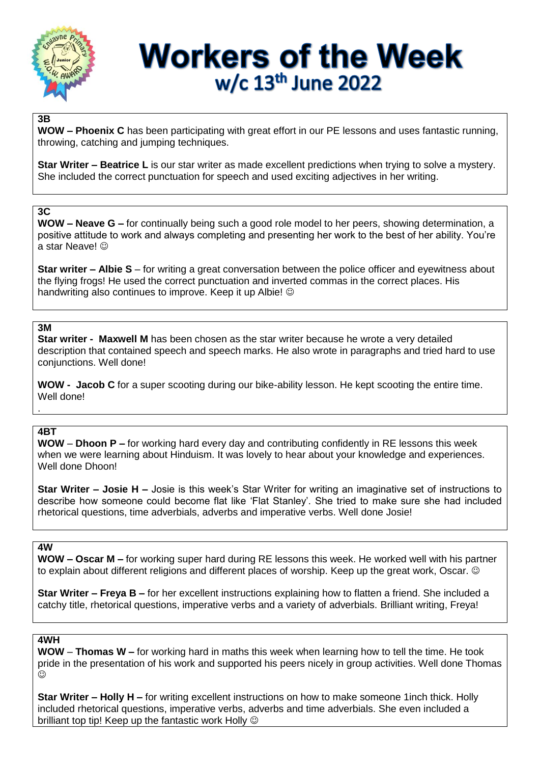# Workers of the Week

## w/c 13th June 2022

### 3B

**WOW – Phoenix C** has been participating with great effort in our PE lessons and uses fantastic running, throwing, catching and jumping techniques.

**Star Writer – Beatrice L** is our star writer as made excellent predictions when trying to solve a mystery. She included the correct punctuation for speech and used exciting adjectives in her writing.

### 3C

**WOW – Neave G –** for continually being such a good role model to her peers, showing determination, a positive attitude to work and always completing and presenting her work to the best of her ability. You're a star Neave! ☺

**Star writer – Albie S** – for writing a great conversation between the police officer and eyewitness about the flying frogs! He used the correct punctuation and inverted commas in the correct places. His handwriting also continues to improve. Keep it up Albie! ☺

### 3M

**Star writer - Maxwell M** has been chosen as the star writer because he wrote a very detailed description that contained speech and speech marks. He also wrote in paragraphs and tried hard to use conjunctions. Well done!

**WOW - Jacob C** for a super scooting during our bike-ability lesson. He kept scooting the entire time. Well done!

.

### 4BT

**WOW** – **Dhoon P –** for working hard every day and contributing confidently in RE lessons this week when we were learning about Hinduism. It was lovely to hear about your knowledge and experiences. Well done Dhoon!

**Star Writer – Josie H –** Josie is this week's Star Writer for writing an imaginative set of instructions to describe how someone could become flat like 'Flat Stanley'. She tried to make sure she had included rhetorical questions, time adverbials, adverbs and imperative verbs. Well done Josie!

### 4W

**WOW – Oscar M –** for working super hard during RE lessons this week. He worked well with his partner to explain about different religions and different places of worship. Keep up the great work, Oscar. ☺

**Star Writer – Freya B –** for her excellent instructions explaining how to flatten a friend. She included a catchy title, rhetorical questions, imperative verbs and a variety of adverbials. Brilliant writing, Freya!

### 4WH

**WOW** – **Thomas W –** for working hard in maths this week when learning how to tell the time. He took pride in the presentation of his work and supported his peers nicely in group activities. Well done Thomas ☺

**Star Writer – Holly H –** for writing excellent instructions on how to make someone 1inch thick. Holly included rhetorical questions, imperative verbs, adverbs and time adverbials. She even included a brilliant top tip! Keep up the fantastic work Holly ☺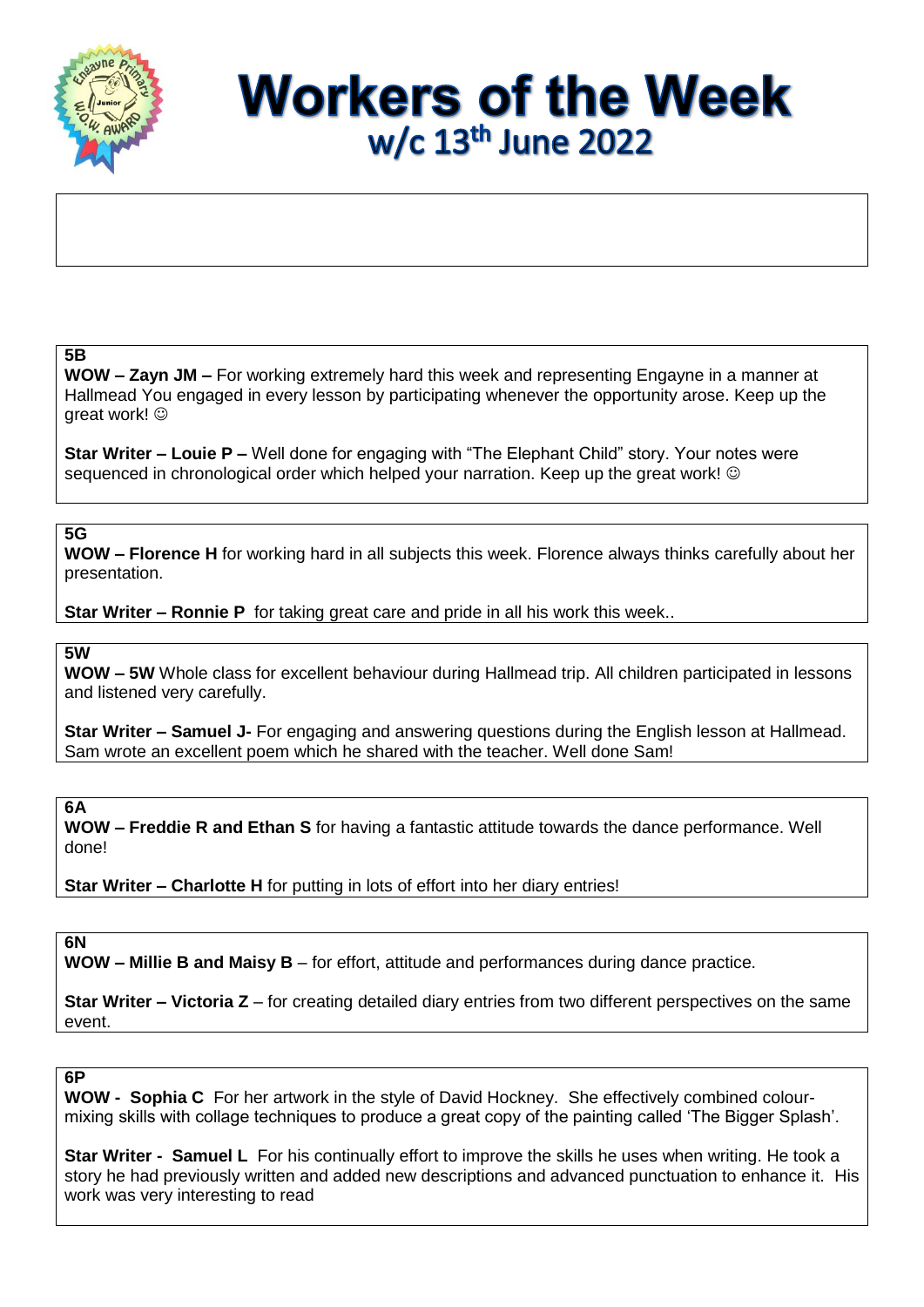# Workers of the Week

## w/c 13th June 2022

### 5B

**WOW – Zayn JM –** For working extremely hard this week and representing Engayne in a manner at Hallmead You engaged in every lesson by participating whenever the opportunity arose. Keep up the great work! ☺

**Star Writer – Louie P –** Well done for engaging with "The Elephant Child" story. Your notes were sequenced in chronological order which helped your narration. Keep up the great work! ☺

### 5G

**WOW – Florence H** for working hard in all subjects this week. Florence always thinks carefully about her presentation.

**Star Writer – Ronnie P** for taking great care and pride in all his work this week..

### 5W

**WOW – 5W** Whole class for excellent behaviour during Hallmead trip. All children participated in lessons and listened very carefully.

**Star Writer – Samuel J-** For engaging and answering questions during the English lesson at Hallmead. Sam wrote an excellent poem which he shared with the teacher. Well done Sam!

### 6A

**WOW – Freddie R and Ethan S** for having a fantastic attitude towards the dance performance. Well done!

**Star Writer – Charlotte H** for putting in lots of effort into her diary entries!

### 6N

**WOW – Millie B and Maisy B** – for effort, attitude and performances during dance practice.

**Star Writer – Victoria Z** – for creating detailed diary entries from two different perspectives on the same event.

### 6P

**WOW - Sophia C** For her artwork in the style of David Hockney. She effectively combined colour-mixing skills with collage techniques to produce a great copy of the painting called 'The Bigger Splash'.

**Star Writer - Samuel L** For his continually effort to improve the skills he uses when writing. He took a story he had previously written and added new descriptions and advanced punctuation to enhance it. His work was very interesting to read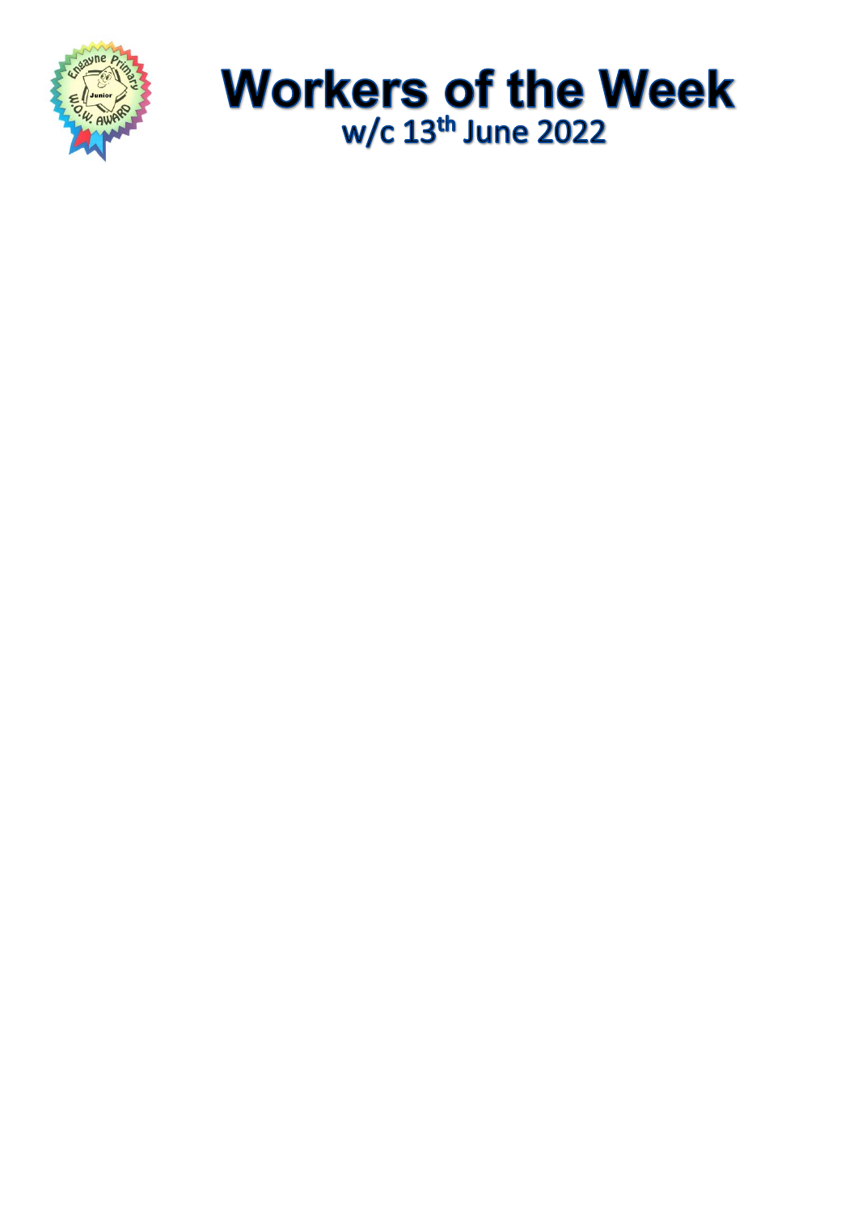# Workers of the Week

## w/c 13th June 2022